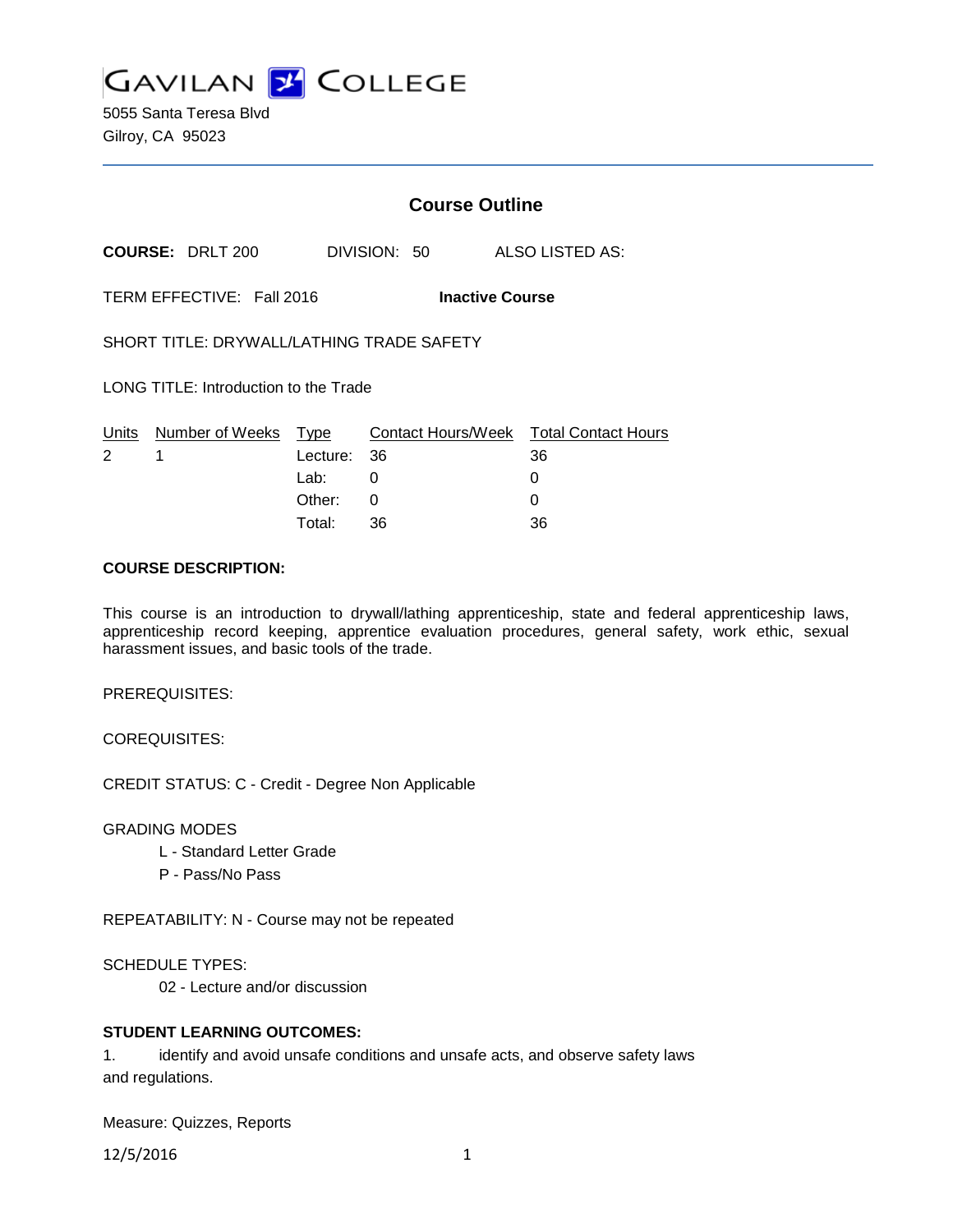# GAVILAN COLLEGE

5055 Santa Teresa Blvd
Gilroy, CA 95023

## Course Outline

**COURSE:** DRLT 200 DIVISION: 50 ALSO LISTED AS:

TERM EFFECTIVE: Fall 2016 **Inactive Course**

SHORT TITLE: DRYWALL/LATHING TRADE SAFETY

LONG TITLE: Introduction to the Trade

| Units | Number of Weeks | Type | Contact Hours/Week | Total Contact Hours |
|---|---|---|---|---|
| 2 | 1 | Lecture: | 36 | 36 |
| | | Lab: | 0 | 0 |
| | | Other: | 0 | 0 |
| | | Total: | 36 | 36 |

**COURSE DESCRIPTION:**

This course is an introduction to drywall/lathing apprenticeship, state and federal apprenticeship laws, apprenticeship record keeping, apprentice evaluation procedures, general safety, work ethic, sexual harassment issues, and basic tools of the trade.

PREREQUISITES:

COREQUISITES:

CREDIT STATUS: C - Credit - Degree Non Applicable

GRADING MODES

- L - Standard Letter Grade
- P - Pass/No Pass

REPEATABILITY: N - Course may not be repeated

SCHEDULE TYPES:

- 02 - Lecture and/or discussion

**STUDENT LEARNING OUTCOMES:**

1. identify and avoid unsafe conditions and unsafe acts, and observe safety laws and regulations.

Measure: Quizzes, Reports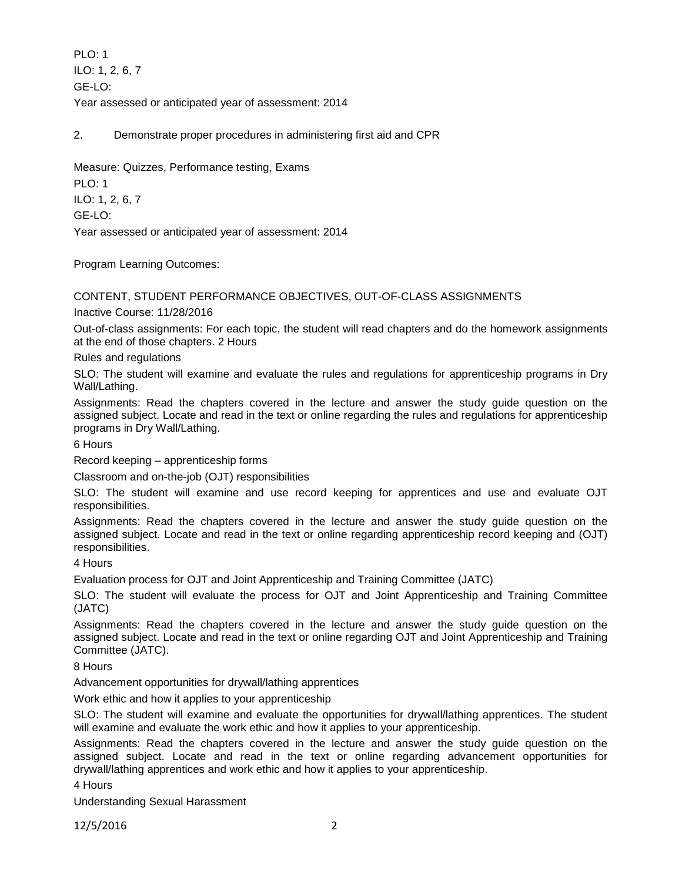PLO: 1
ILO: 1, 2, 6, 7
GE-LO:
Year assessed or anticipated year of assessment: 2014

2. Demonstrate proper procedures in administering first aid and CPR

Measure: Quizzes, Performance testing, Exams
PLO: 1
ILO: 1, 2, 6, 7
GE-LO:
Year assessed or anticipated year of assessment: 2014

Program Learning Outcomes:

CONTENT, STUDENT PERFORMANCE OBJECTIVES, OUT-OF-CLASS ASSIGNMENTS

Inactive Course: 11/28/2016

Out-of-class assignments: For each topic, the student will read chapters and do the homework assignments at the end of those chapters. 2 Hours

Rules and regulations

SLO: The student will examine and evaluate the rules and regulations for apprenticeship programs in Dry Wall/Lathing.

Assignments: Read the chapters covered in the lecture and answer the study guide question on the assigned subject. Locate and read in the text or online regarding the rules and regulations for apprenticeship programs in Dry Wall/Lathing.

6 Hours

Record keeping – apprenticeship forms

Classroom and on-the-job (OJT) responsibilities

SLO: The student will examine and use record keeping for apprentices and use and evaluate OJT responsibilities.

Assignments: Read the chapters covered in the lecture and answer the study guide question on the assigned subject. Locate and read in the text or online regarding apprenticeship record keeping and (OJT) responsibilities.

4 Hours

Evaluation process for OJT and Joint Apprenticeship and Training Committee (JATC)

SLO: The student will evaluate the process for OJT and Joint Apprenticeship and Training Committee (JATC)

Assignments: Read the chapters covered in the lecture and answer the study guide question on the assigned subject. Locate and read in the text or online regarding OJT and Joint Apprenticeship and Training Committee (JATC).

8 Hours

Advancement opportunities for drywall/lathing apprentices

Work ethic and how it applies to your apprenticeship

SLO: The student will examine and evaluate the opportunities for drywall/lathing apprentices. The student will examine and evaluate the work ethic and how it applies to your apprenticeship.

Assignments: Read the chapters covered in the lecture and answer the study guide question on the assigned subject. Locate and read in the text or online regarding advancement opportunities for drywall/lathing apprentices and work ethic and how it applies to your apprenticeship.

4 Hours

Understanding Sexual Harassment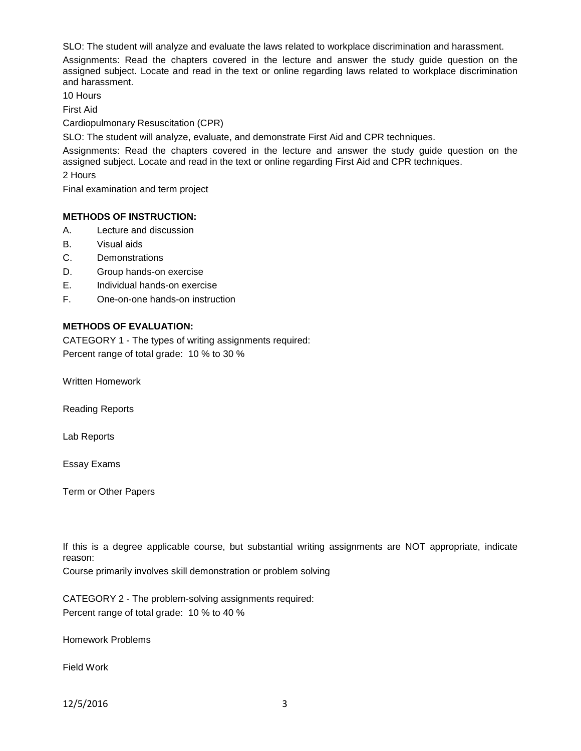SLO: The student will analyze and evaluate the laws related to workplace discrimination and harassment.

Assignments: Read the chapters covered in the lecture and answer the study guide question on the assigned subject. Locate and read in the text or online regarding laws related to workplace discrimination and harassment.

10 Hours

First Aid

Cardiopulmonary Resuscitation (CPR)

SLO: The student will analyze, evaluate, and demonstrate First Aid and CPR techniques.

Assignments: Read the chapters covered in the lecture and answer the study guide question on the assigned subject. Locate and read in the text or online regarding First Aid and CPR techniques.

2 Hours

Final examination and term project

**METHODS OF INSTRUCTION:**

A. Lecture and discussion
B. Visual aids
C. Demonstrations
D. Group hands-on exercise
E. Individual hands-on exercise
F. One-on-one hands-on instruction

**METHODS OF EVALUATION:**

CATEGORY 1 - The types of writing assignments required:
Percent range of total grade: 10 % to 30 %

Written Homework

Reading Reports

Lab Reports

Essay Exams

Term or Other Papers

If this is a degree applicable course, but substantial writing assignments are NOT appropriate, indicate reason:

Course primarily involves skill demonstration or problem solving

CATEGORY 2 - The problem-solving assignments required:
Percent range of total grade: 10 % to 40 %

Homework Problems

Field Work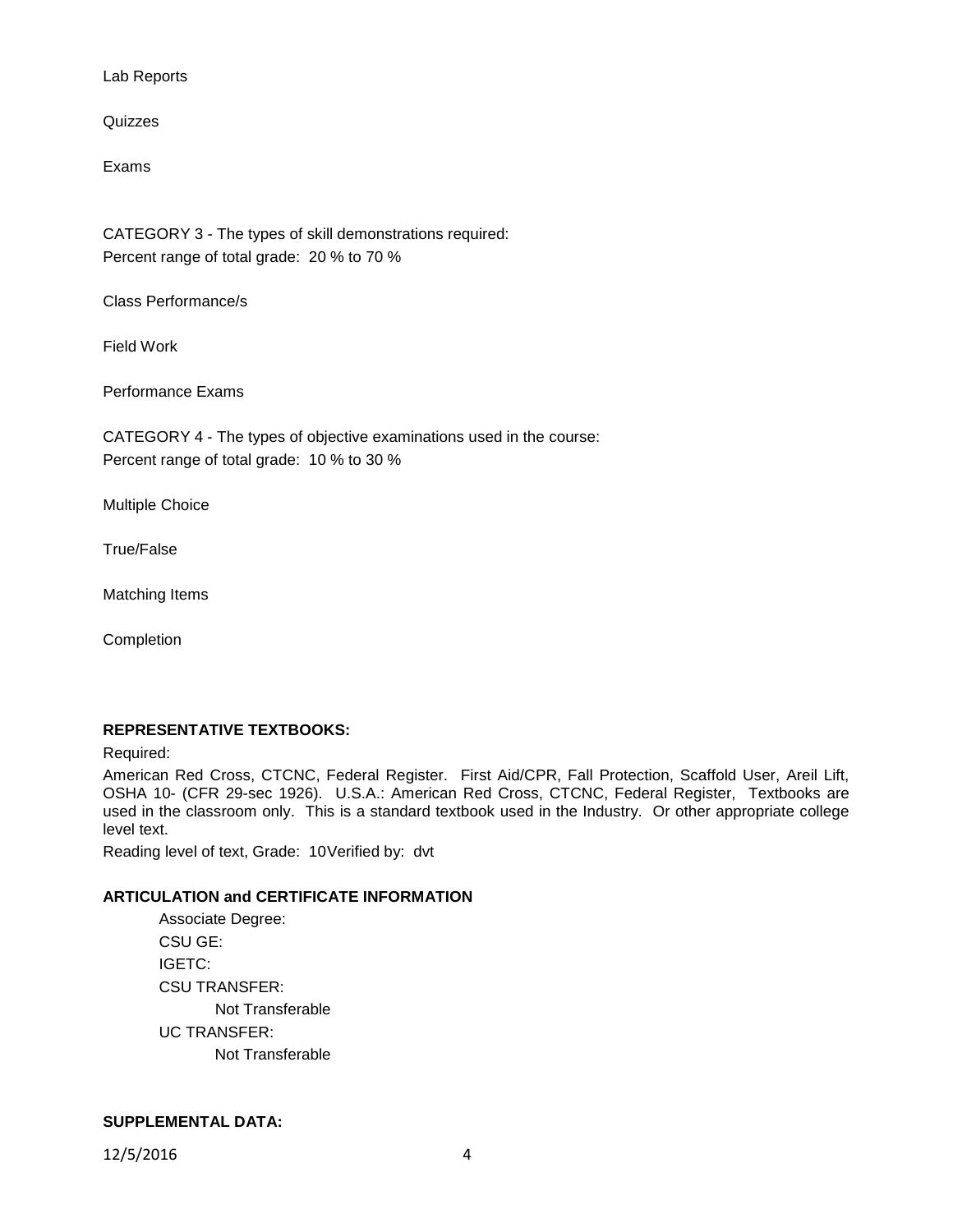Lab Reports

Quizzes

Exams

CATEGORY 3 - The types of skill demonstrations required:
Percent range of total grade: 20 % to 70 %

Class Performance/s

Field Work

Performance Exams

CATEGORY 4 - The types of objective examinations used in the course:
Percent range of total grade: 10 % to 30 %

Multiple Choice

True/False

Matching Items

Completion

**REPRESENTATIVE TEXTBOOKS:**

Required:

American Red Cross, CTCNC, Federal Register. First Aid/CPR, Fall Protection, Scaffold User, Areil Lift, OSHA 10- (CFR 29-sec 1926). U.S.A.: American Red Cross, CTCNC, Federal Register, Textbooks are used in the classroom only. This is a standard textbook used in the Industry. Or other appropriate college level text.

Reading level of text, Grade: 10Verified by: dvt

**ARTICULATION and CERTIFICATE INFORMATION**

Associate Degree:
CSU GE:
IGETC:
CSU TRANSFER:
Not Transferable
UC TRANSFER:
Not Transferable

**SUPPLEMENTAL DATA:**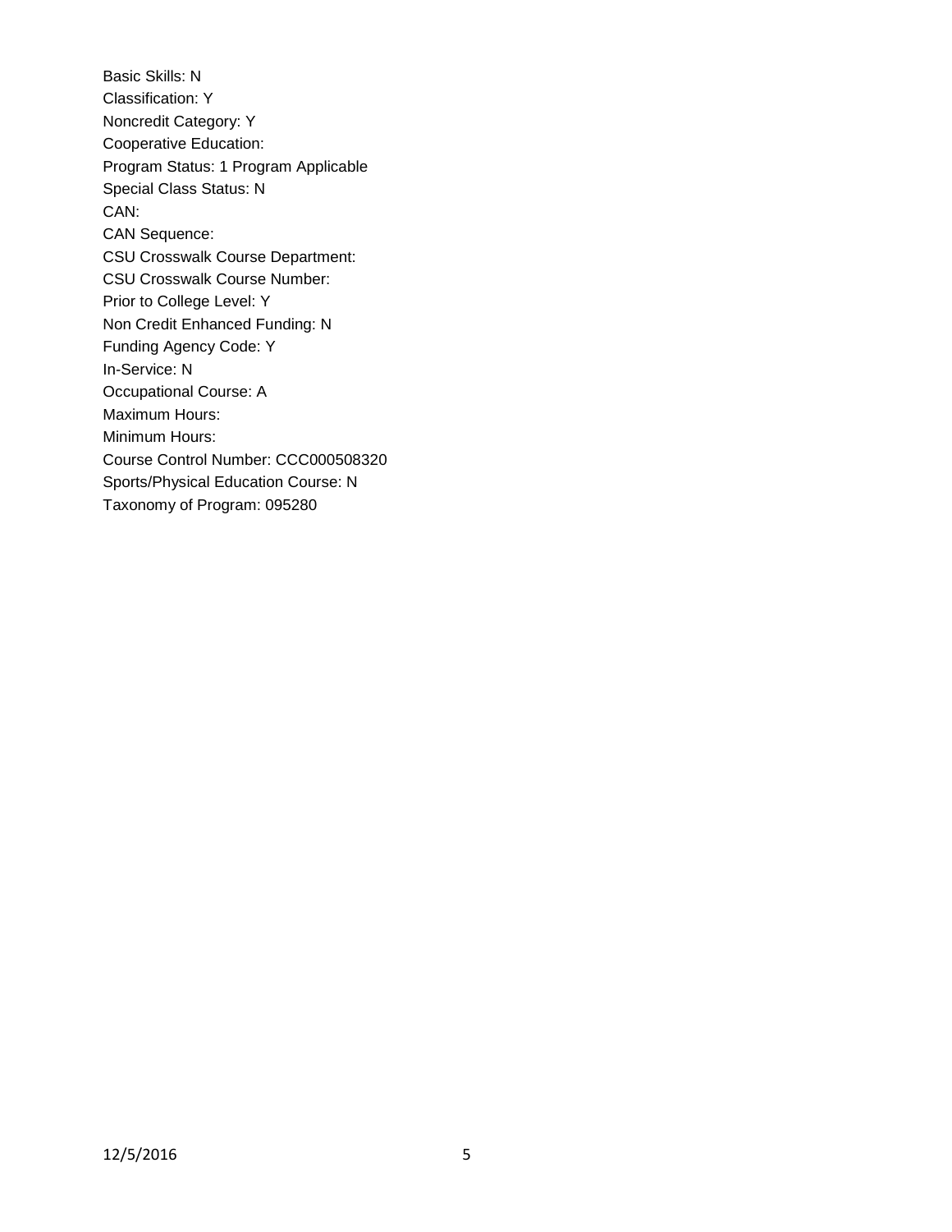Basic Skills: N
Classification: Y
Noncredit Category: Y
Cooperative Education:
Program Status: 1 Program Applicable
Special Class Status: N
CAN:
CAN Sequence:
CSU Crosswalk Course Department:
CSU Crosswalk Course Number:
Prior to College Level: Y
Non Credit Enhanced Funding: N
Funding Agency Code: Y
In-Service: N
Occupational Course: A
Maximum Hours:
Minimum Hours:
Course Control Number: CCC000508320
Sports/Physical Education Course: N
Taxonomy of Program: 095280